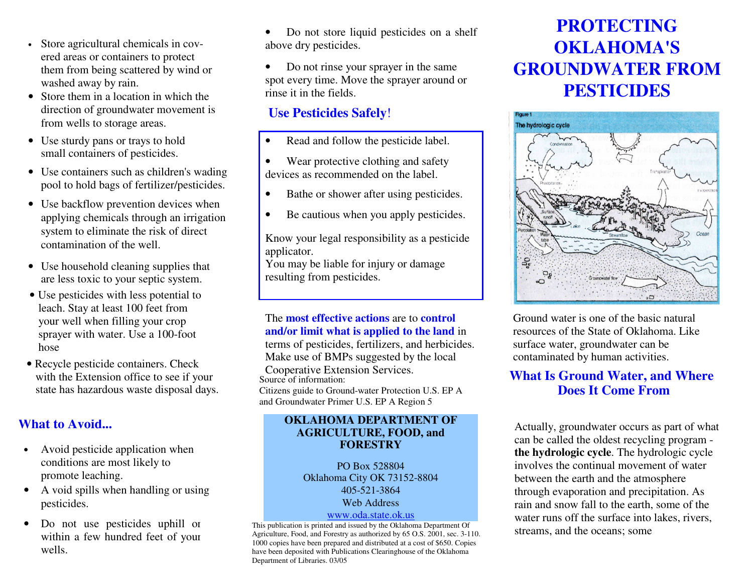- Store agricultural chemicals in covered areas or containers to protect them from being scattered by wind or washed away by rain.
- Store them in a location in which the direction of groundwater movement is from wells to storage areas.
- Use sturdy pans or trays to hold small containers of pesticides.
- Use containers such as children's wading pool to hold bags of fertilizer/pesticides.
- Use backflow prevention devices when applying chemicals through an irrigation system to eliminate the risk of direct contamination of the well.
- Use household cleaning supplies that are less toxic to your septic system.
- Use pesticides with less potential to leach. Stay at least 100 feet from your well when filling your crop sprayer with water. Use a 100-foot hose
- Recycle pesticide containers. Check with the Extension office to see if your state has hazardous waste disposal days.

## What to Avoid...

- Avoid pesticide application when conditions are most likely to promote leaching.
- A void spills when handling or using pesticides.
- Do not use pesticides uphill or within a few hundred feet of your wells.
- Do not store liquid pesticides on a shelf above dry pesticides.
- Do not rinse your sprayer in the same spot every time. Move the sprayer around or rinse it in the fields.

## Use Pesticides Safely!

- Read and follow the pesticide label.
- Wear protective clothing and safety devices as recommended on the label.
- Bathe or shower after using pesticides.
- Be cautious when you apply pesticides.

Know your legal responsibility as a pesticide applicator.
You may be liable for injury or damage resulting from pesticides.

The **most effective actions** are to **control and/or limit what is applied to the land** in terms of pesticides, fertilizers, and herbicides. Make use of BMPs suggested by the local Cooperative Extension Services.

Source of information:
Citizens guide to Ground-water Protection U.S. EP A and Groundwater Primer U.S. EP A Region 5

**OKLAHOMA DEPARTMENT OF AGRICULTURE, FOOD, and FORESTRY**

PO Box 528804
Oklahoma City OK 73152-8804
405-521-3864
Web Address
www.oda.state.ok.us

This publication is printed and issued by the Oklahoma Department Of Agriculture, Food, and Forestry as authorized by 65 O.S. 2001, sec. 3-110. 1000 copies have been prepared and distributed at a cost of $650. Copies have been deposited with Publications Clearinghouse of the Oklahoma Department of Libraries. 03/05

# PROTECTING OKLAHOMA'S GROUNDWATER FROM PESTICIDES

Figure 1
The hydrologic cycle

Condensation
Precipitation
Transpiration
Evaporation
Surface runoff
Percolation
Water table
Lake
Streamflow
Ocean
Groundwater flow

Ground water is one of the basic natural resources of the State of Oklahoma. Like surface water, groundwater can be contaminated by human activities.

## What Is Ground Water, and Where Does It Come From

Actually, groundwater occurs as part of what can be called the oldest recycling program - **the hydrologic cycle**. The hydrologic cycle involves the continual movement of water between the earth and the atmosphere through evaporation and precipitation. As rain and snow fall to the earth, some of the water runs off the surface into lakes, rivers, streams, and the oceans; some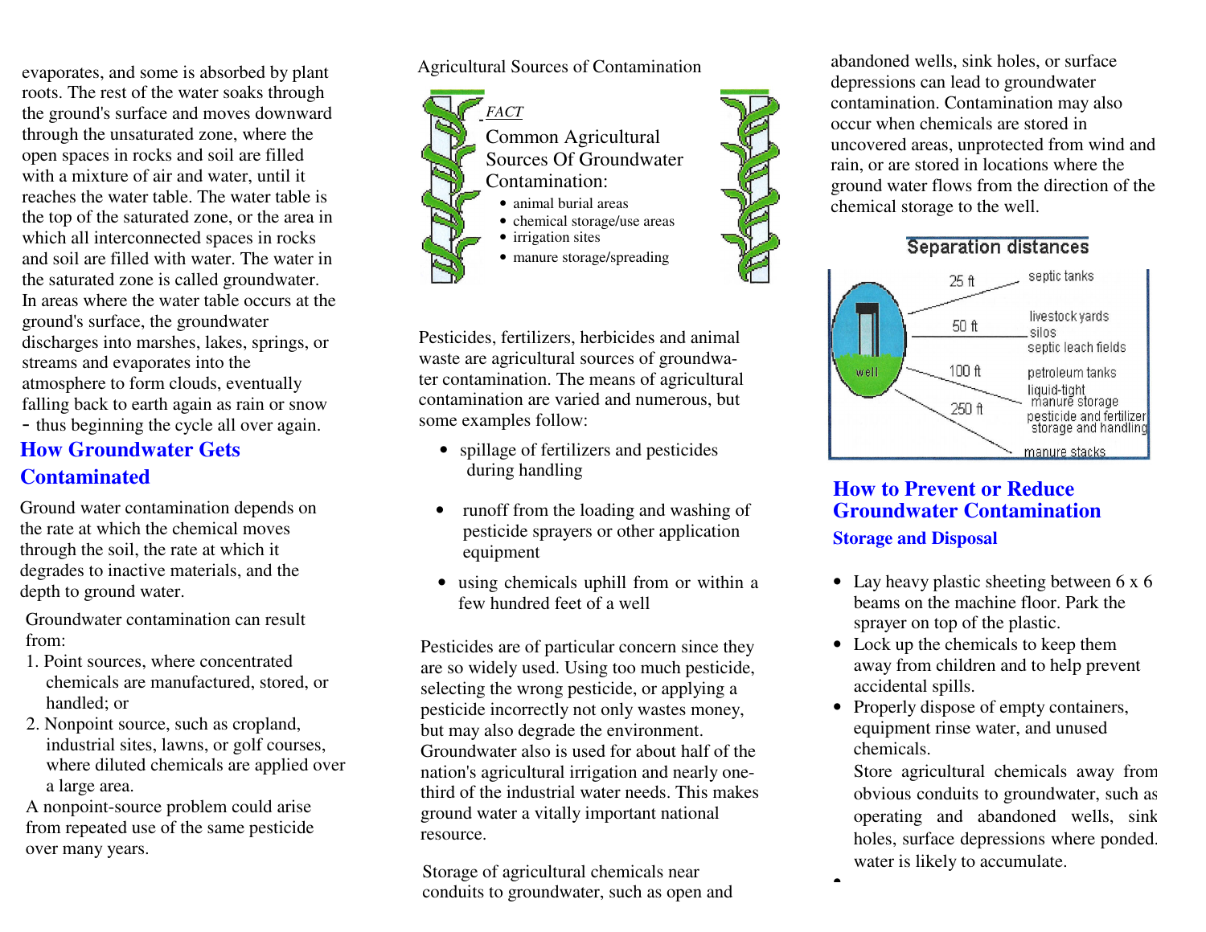evaporates, and some is absorbed by plant roots. The rest of the water soaks through the ground's surface and moves downward through the unsaturated zone, where the open spaces in rocks and soil are filled with a mixture of air and water, until it reaches the water table. The water table is the top of the saturated zone, or the area in which all interconnected spaces in rocks and soil are filled with water. The water in the saturated zone is called groundwater. In areas where the water table occurs at the ground's surface, the groundwater discharges into marshes, lakes, springs, or streams and evaporates into the atmosphere to form clouds, eventually falling back to earth again as rain or snow - thus beginning the cycle all over again.

## How Groundwater Gets Contaminated

Ground water contamination depends on the rate at which the chemical moves through the soil, the rate at which it degrades to inactive materials, and the depth to ground water.

Groundwater contamination can result from:

1. Point sources, where concentrated chemicals are manufactured, stored, or handled; or
2. Nonpoint source, such as cropland, industrial sites, lawns, or golf courses, where diluted chemicals are applied over a large area.

A nonpoint-source problem could arise from repeated use of the same pesticide over many years.

Agricultural Sources of Contamination

*FACT*

Common Agricultural Sources Of Groundwater Contamination:

- animal burial areas
- chemical storage/use areas
- irrigation sites
- manure storage/spreading

Pesticides, fertilizers, herbicides and animal waste are agricultural sources of groundwater contamination. The means of agricultural contamination are varied and numerous, but some examples follow:

- spillage of fertilizers and pesticides during handling
- runoff from the loading and washing of pesticide sprayers or other application equipment
- using chemicals uphill from or within a few hundred feet of a well

Pesticides are of particular concern since they are so widely used. Using too much pesticide, selecting the wrong pesticide, or applying a pesticide incorrectly not only wastes money, but may also degrade the environment. Groundwater also is used for about half of the nation's agricultural irrigation and nearly one-third of the industrial water needs. This makes ground water a vitally important national resource.

Storage of agricultural chemicals near conduits to groundwater, such as open and abandoned wells, sink holes, or surface depressions can lead to groundwater contamination. Contamination may also occur when chemicals are stored in uncovered areas, unprotected from wind and rain, or are stored in locations where the ground water flows from the direction of the chemical storage to the well.

Separation distances

well

25 ft — septic tanks

50 ft — livestock yards, silos, septic leach fields

100 ft — petroleum tanks, liquid-tight manure storage

250 ft — pesticide and fertilizer storage and handling, manure stacks

## How to Prevent or Reduce Groundwater Contamination

### Storage and Disposal

- Lay heavy plastic sheeting between 6 x 6 beams on the machine floor. Park the sprayer on top of the plastic.
- Lock up the chemicals to keep them away from children and to help prevent accidental spills.
- Properly dispose of empty containers, equipment rinse water, and unused chemicals.

  Store agricultural chemicals away from obvious conduits to groundwater, such as operating and abandoned wells, sink holes, surface depressions where ponded. water is likely to accumulate.